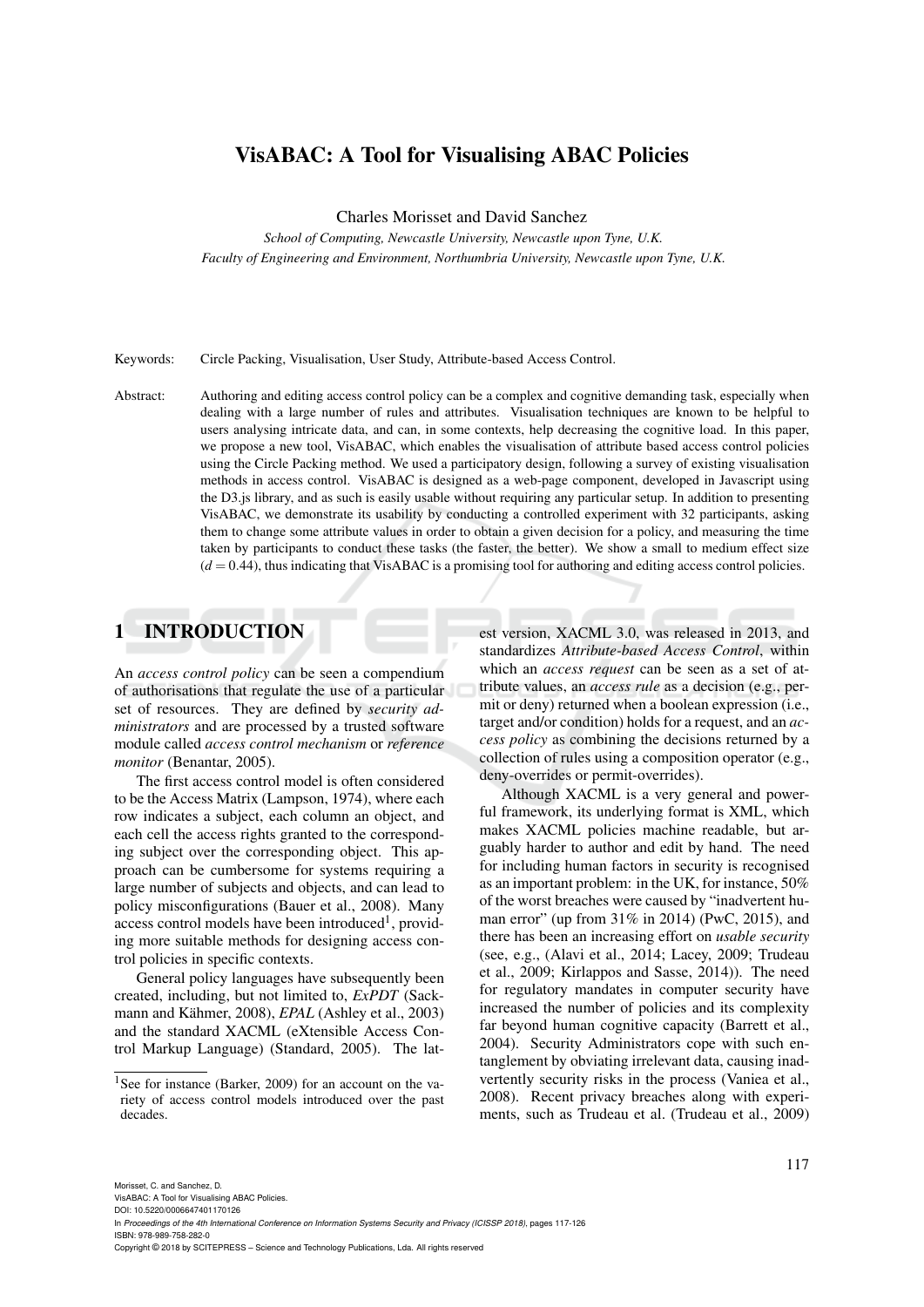# VisABAC: A Tool for Visualising ABAC Policies

Charles Morisset and David Sanchez

*School of Computing, Newcastle University, Newcastle upon Tyne, U.K.*
*Faculty of Engineering and Environment, Northumbria University, Newcastle upon Tyne, U.K.*

Keywords: Circle Packing, Visualisation, User Study, Attribute-based Access Control.

Abstract: Authoring and editing access control policy can be a complex and cognitive demanding task, especially when dealing with a large number of rules and attributes. Visualisation techniques are known to be helpful to users analysing intricate data, and can, in some contexts, help decreasing the cognitive load. In this paper, we propose a new tool, VisABAC, which enables the visualisation of attribute based access control policies using the Circle Packing method. We used a participatory design, following a survey of existing visualisation methods in access control. VisABAC is designed as a web-page component, developed in Javascript using the D3.js library, and as such is easily usable without requiring any particular setup. In addition to presenting VisABAC, we demonstrate its usability by conducting a controlled experiment with 32 participants, asking them to change some attribute values in order to obtain a given decision for a policy, and measuring the time taken by participants to conduct these tasks (the faster, the better). We show a small to medium effect size ($d = 0.44$), thus indicating that VisABAC is a promising tool for authoring and editing access control policies.

## 1 INTRODUCTION

An *access control policy* can be seen a compendium of authorisations that regulate the use of a particular set of resources. They are defined by *security administrators* and are processed by a trusted software module called *access control mechanism* or *reference monitor* (Benantar, 2005).

The first access control model is often considered to be the Access Matrix (Lampson, 1974), where each row indicates a subject, each column an object, and each cell the access rights granted to the corresponding subject over the corresponding object. This approach can be cumbersome for systems requiring a large number of subjects and objects, and can lead to policy misconfigurations (Bauer et al., 2008). Many access control models have been introduced[1], providing more suitable methods for designing access control policies in specific contexts.

General policy languages have subsequently been created, including, but not limited to, *ExPDT* (Sackmann and Kähmer, 2008), *EPAL* (Ashley et al., 2003) and the standard XACML (eXtensible Access Control Markup Language) (Standard, 2005). The latest version, XACML 3.0, was released in 2013, and standardizes *Attribute-based Access Control*, within which an *access request* can be seen as a set of attribute values, an *access rule* as a decision (e.g., permit or deny) returned when a boolean expression (i.e., target and/or condition) holds for a request, and an *access policy* as combining the decisions returned by a collection of rules using a composition operator (e.g., deny-overrides or permit-overrides).

Although XACML is a very general and powerful framework, its underlying format is XML, which makes XACML policies machine readable, but arguably harder to author and edit by hand. The need for including human factors in security is recognised as an important problem: in the UK, for instance, 50% of the worst breaches were caused by "inadvertent human error" (up from 31% in 2014) (PwC, 2015), and there has been an increasing effort on *usable security* (see, e.g., (Alavi et al., 2014; Lacey, 2009; Trudeau et al., 2009; Kirlappos and Sasse, 2014)). The need for regulatory mandates in computer security have increased the number of policies and its complexity far beyond human cognitive capacity (Barrett et al., 2004). Security Administrators cope with such entanglement by obviating irrelevant data, causing inadvertently security risks in the process (Vaniea et al., 2008). Recent privacy breaches along with experiments, such as Trudeau et al. (Trudeau et al., 2009)

[1] See for instance (Barker, 2009) for an account on the variety of access control models introduced over the past decades.

Morisset, C. and Sanchez, D.
VisABAC: A Tool for Visualising ABAC Policies.
DOI: 10.5220/0006647401170126
In *Proceedings of the 4th International Conference on Information Systems Security and Privacy (ICISSP 2018)*, pages 117-126
ISBN: 978-989-758-282-0
Copyright © 2018 by SCITEPRESS – Science and Technology Publications, Lda. All rights reserved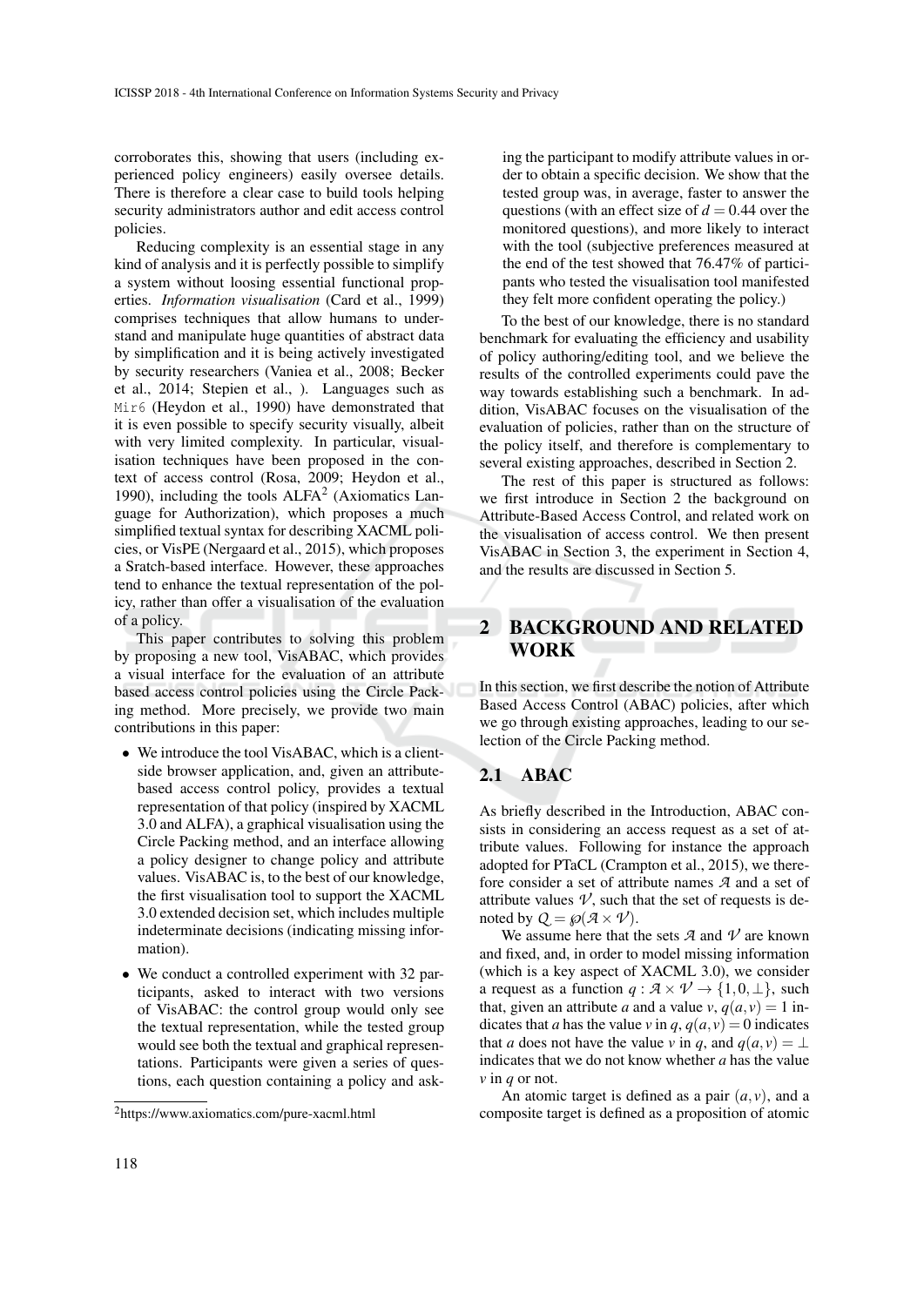corroborates this, showing that users (including experienced policy engineers) easily oversee details. There is therefore a clear case to build tools helping security administrators author and edit access control policies.

Reducing complexity is an essential stage in any kind of analysis and it is perfectly possible to simplify a system without loosing essential functional properties. *Information visualisation* (Card et al., 1999) comprises techniques that allow humans to understand and manipulate huge quantities of abstract data by simplification and it is being actively investigated by security researchers (Vaniea et al., 2008; Becker et al., 2014; Stepien et al., ). Languages such as Mir6 (Heydon et al., 1990) have demonstrated that it is even possible to specify security visually, albeit with very limited complexity. In particular, visualisation techniques have been proposed in the context of access control (Rosa, 2009; Heydon et al., 1990), including the tools ALFA[2] (Axiomatics Language for Authorization), which proposes a much simplified textual syntax for describing XACML policies, or VisPE (Nergaard et al., 2015), which proposes a Sratch-based interface. However, these approaches tend to enhance the textual representation of the policy, rather than offer a visualisation of the evaluation of a policy.

This paper contributes to solving this problem by proposing a new tool, VisABAC, which provides a visual interface for the evaluation of an attribute based access control policies using the Circle Packing method. More precisely, we provide two main contributions in this paper:

- We introduce the tool VisABAC, which is a client-side browser application, and, given an attribute-based access control policy, provides a textual representation of that policy (inspired by XACML 3.0 and ALFA), a graphical visualisation using the Circle Packing method, and an interface allowing a policy designer to change policy and attribute values. VisABAC is, to the best of our knowledge, the first visualisation tool to support the XACML 3.0 extended decision set, which includes multiple indeterminate decisions (indicating missing information).
- We conduct a controlled experiment with 32 participants, asked to interact with two versions of VisABAC: the control group would only see the textual representation, while the tested group would see both the textual and graphical representations. Participants were given a series of questions, each question containing a policy and asking the participant to modify attribute values in order to obtain a specific decision. We show that the tested group was, in average, faster to answer the questions (with an effect size of $d = 0.44$ over the monitored questions), and more likely to interact with the tool (subjective preferences measured at the end of the test showed that 76.47% of participants who tested the visualisation tool manifested they felt more confident operating the policy.)

To the best of our knowledge, there is no standard benchmark for evaluating the efficiency and usability of policy authoring/editing tool, and we believe the results of the controlled experiments could pave the way towards establishing such a benchmark. In addition, VisABAC focuses on the visualisation of the evaluation of policies, rather than on the structure of the policy itself, and therefore is complementary to several existing approaches, described in Section 2.

The rest of this paper is structured as follows: we first introduce in Section 2 the background on Attribute-Based Access Control, and related work on the visualisation of access control. We then present VisABAC in Section 3, the experiment in Section 4, and the results are discussed in Section 5.

## 2 BACKGROUND AND RELATED WORK

In this section, we first describe the notion of Attribute Based Access Control (ABAC) policies, after which we go through existing approaches, leading to our selection of the Circle Packing method.

### 2.1 ABAC

As briefly described in the Introduction, ABAC consists in considering an access request as a set of attribute values. Following for instance the approach adopted for PTaCL (Crampton et al., 2015), we therefore consider a set of attribute names $\mathcal{A}$ and a set of attribute values $\mathcal{V}$, such that the set of requests is denoted by $Q = \wp(\mathcal{A} \times \mathcal{V})$.

We assume here that the sets $\mathcal{A}$ and $\mathcal{V}$ are known and fixed, and, in order to model missing information (which is a key aspect of XACML 3.0), we consider a request as a function $q : \mathcal{A} \times \mathcal{V} \to \{1, 0, \perp\}$, such that, given an attribute $a$ and a value $v$, $q(a, v) = 1$ indicates that $a$ has the value $v$ in $q$, $q(a, v) = 0$ indicates that $a$ does not have the value $v$ in $q$, and $q(a, v) = \perp$ indicates that we do not know whether $a$ has the value $v$ in $q$ or not.

An atomic target is defined as a pair $(a, v)$, and a composite target is defined as a proposition of atomic

[2] https://www.axiomatics.com/pure-xacml.html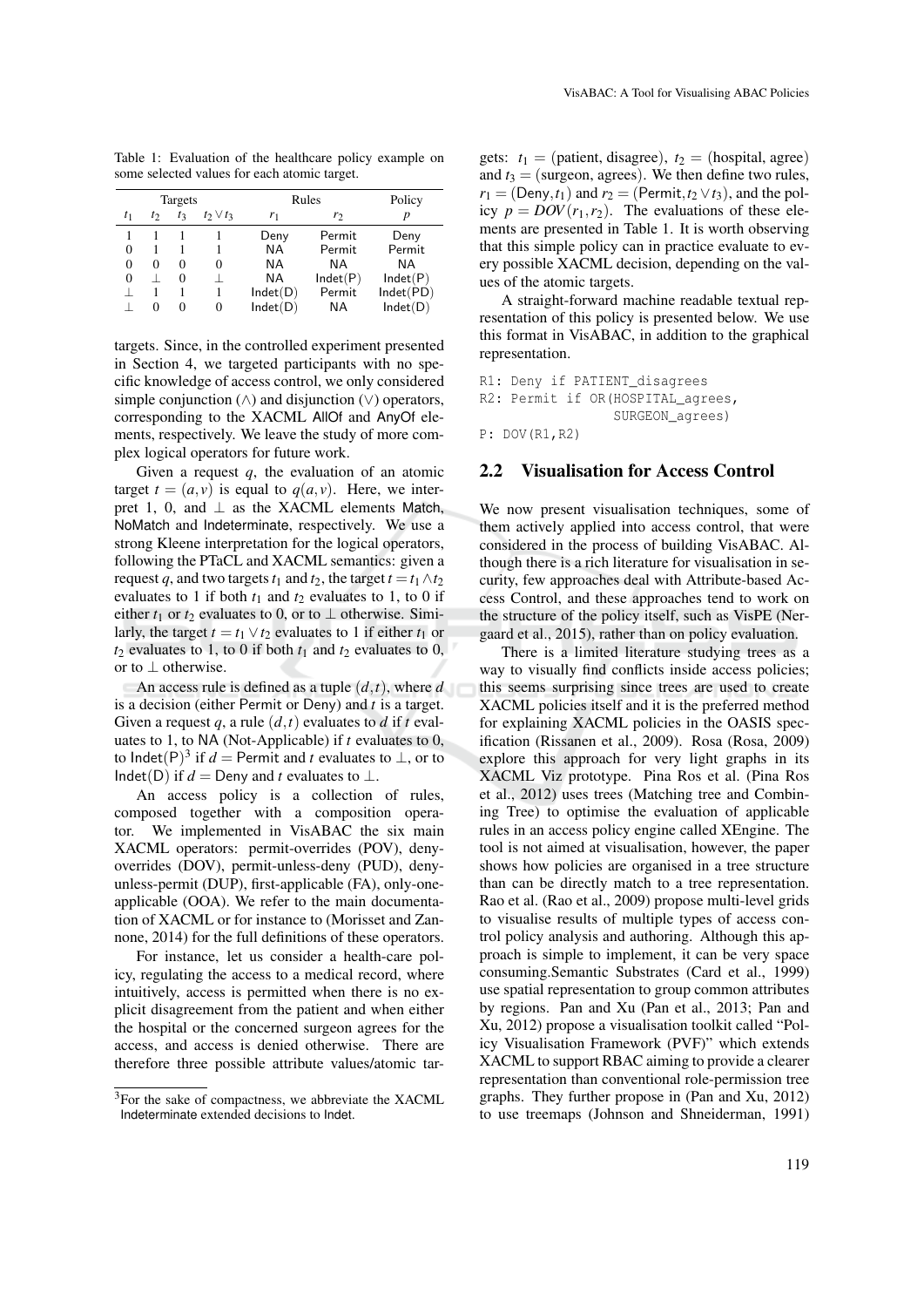Table 1: Evaluation of the healthcare policy example on some selected values for each atomic target.

| Targets | | | | Rules | | Policy |
|---|---|---|---|---|---|---|
| $t_1$ | $t_2$ | $t_3$ | $t_2 \vee t_3$ | $r_1$ | $r_2$ | $p$ |
| 1 | 1 | 1 | 1 | Deny | Permit | Deny |
| 0 | 1 | 1 | 1 | NA | Permit | Permit |
| 0 | 0 | 0 | 0 | NA | NA | NA |
| 0 | $\perp$ | 0 | $\perp$ | NA | Indet(P) | Indet(P) |
| $\perp$ | 1 | 1 | 1 | Indet(D) | Permit | Indet(PD) |
| $\perp$ | 0 | 0 | 0 | Indet(D) | NA | Indet(D) |

targets. Since, in the controlled experiment presented in Section 4, we targeted participants with no specific knowledge of access control, we only considered simple conjunction ($\wedge$) and disjunction ($\vee$) operators, corresponding to the XACML AllOf and AnyOf elements, respectively. We leave the study of more complex logical operators for future work.

Given a request $q$, the evaluation of an atomic target $t = (a, v)$ is equal to $q(a, v)$. Here, we interpret 1, 0, and $\perp$ as the XACML elements Match, NoMatch and Indeterminate, respectively. We use a strong Kleene interpretation for the logical operators, following the PTaCL and XACML semantics: given a request $q$, and two targets $t_1$ and $t_2$, the target $t = t_1 \wedge t_2$ evaluates to 1 if both $t_1$ and $t_2$ evaluates to 1, to 0 if either $t_1$ or $t_2$ evaluates to 0, or to $\perp$ otherwise. Similarly, the target $t = t_1 \vee t_2$ evaluates to 1 if either $t_1$ or $t_2$ evaluates to 1, to 0 if both $t_1$ and $t_2$ evaluates to 0, or to $\perp$ otherwise.

An access rule is defined as a tuple $(d, t)$, where $d$ is a decision (either Permit or Deny) and $t$ is a target. Given a request $q$, a rule $(d, t)$ evaluates to $d$ if $t$ evaluates to 1, to NA (Not-Applicable) if $t$ evaluates to 0, to Indet(P)[3] if $d$ = Permit and $t$ evaluates to $\perp$, or to Indet(D) if $d$ = Deny and $t$ evaluates to $\perp$.

An access policy is a collection of rules, composed together with a combination operator. We implemented in VisABAC the six main XACML operators: permit-overrides (POV), deny-overrides (DOV), permit-unless-deny (PUD), deny-unless-permit (DUP), first-applicable (FA), only-one-applicable (OOA). We refer to the main documentation of XACML or for instance to (Morisset and Zannone, 2014) for the full definitions of these operators.

For instance, let us consider a health-care policy, regulating the access to a medical record, where intuitively, access is permitted when there is no explicit disagreement from the patient and when either the hospital or the concerned surgeon agrees for the access, and access is denied otherwise. There are therefore three possible attribute values/atomic targets: $t_1$ = (patient, disagree), $t_2$ = (hospital, agree) and $t_3$ = (surgeon, agrees). We then define two rules, $r_1 = (\text{Deny}, t_1)$ and $r_2 = (\text{Permit}, t_2 \vee t_3)$, and the policy $p = DOV(r_1, r_2)$. The evaluations of these elements are presented in Table 1. It is worth observing that this simple policy can in practice evaluate to every possible XACML decision, depending on the values of the atomic targets.

A straight-forward machine readable textual representation of this policy is presented below. We use this format in VisABAC, in addition to the graphical representation.

```
R1: Deny if PATIENT_disagrees
R2: Permit if OR(HOSPITAL_agrees,
                 SURGEON_agrees)
P: DOV(R1,R2)
```

## 2.2 Visualisation for Access Control

We now present visualisation techniques, some of them actively applied into access control, that were considered in the process of building VisABAC. Although there is a rich literature for visualisation in security, few approaches deal with Attribute-based Access Control, and these approaches tend to work on the structure of the policy itself, such as VisPE (Nergaard et al., 2015), rather than on policy evaluation.

There is a limited literature studying trees as a way to visually find conflicts inside access policies; this seems surprising since trees are used to create XACML policies itself and it is the preferred method for explaining XACML policies in the OASIS specification (Rissanen et al., 2009). Rosa (Rosa, 2009) explore this approach for very light graphs in its XACML Viz prototype. Pina Ros et al. (Pina Ros et al., 2012) uses trees (Matching tree and Combining Tree) to optimise the evaluation of applicable rules in an access policy engine called XEngine. The tool is not aimed at visualisation, however, the paper shows how policies are organised in a tree structure than can be directly match to a tree representation. Rao et al. (Rao et al., 2009) propose multi-level grids to visualise results of multiple types of access control policy analysis and authoring. Although this approach is simple to implement, it can be very space consuming.Semantic Substrates (Card et al., 1999) use spatial representation to group common attributes by regions. Pan and Xu (Pan et al., 2013; Pan and Xu, 2012) propose a visualisation toolkit called "Policy Visualisation Framework (PVF)" which extends XACML to support RBAC aiming to provide a clearer representation than conventional role-permission tree graphs. They further propose in (Pan and Xu, 2012) to use treemaps (Johnson and Shneiderman, 1991)

[3]For the sake of compactness, we abbreviate the XACML Indeterminate extended decisions to Indet.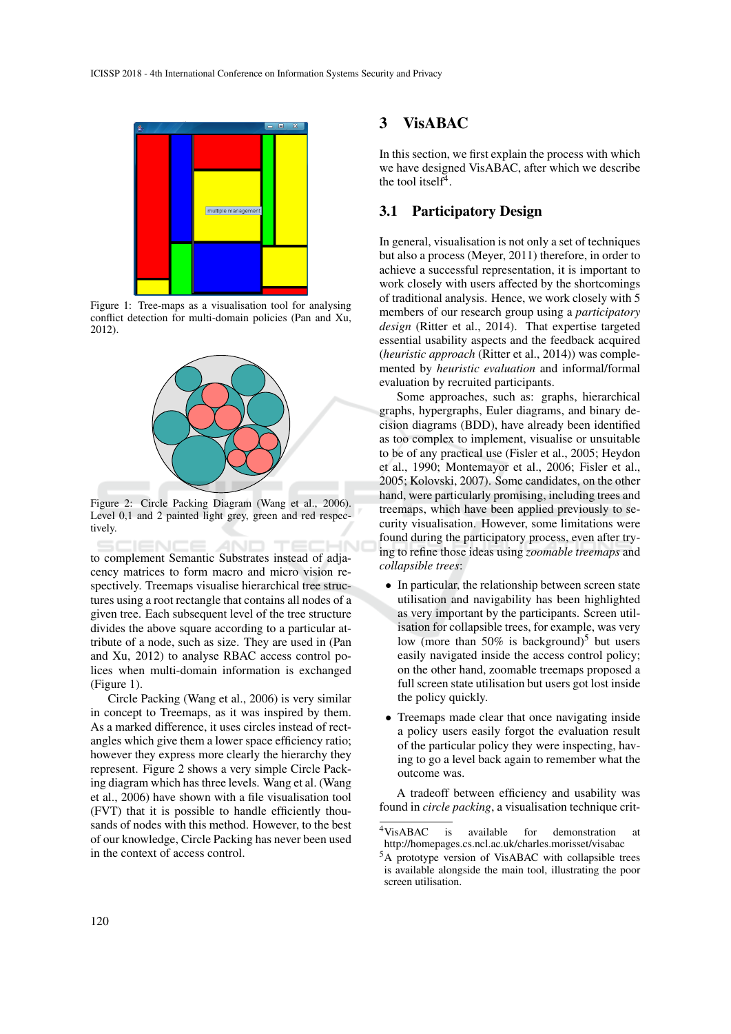Figure 1: Tree-maps as a visualisation tool for analysing conflict detection for multi-domain policies (Pan and Xu, 2012).

Figure 2: Circle Packing Diagram (Wang et al., 2006). Level 0,1 and 2 painted light grey, green and red respectively.

to complement Semantic Substrates instead of adjacency matrices to form macro and micro vision respectively. Treemaps visualise hierarchical tree structures using a root rectangle that contains all nodes of a given tree. Each subsequent level of the tree structure divides the above square according to a particular attribute of a node, such as size. They are used in (Pan and Xu, 2012) to analyse RBAC access control polices when multi-domain information is exchanged (Figure 1).

Circle Packing (Wang et al., 2006) is very similar in concept to Treemaps, as it was inspired by them. As a marked difference, it uses circles instead of rectangles which give them a lower space efficiency ratio; however they express more clearly the hierarchy they represent. Figure 2 shows a very simple Circle Packing diagram which has three levels. Wang et al. (Wang et al., 2006) have shown with a file visualisation tool (FVT) that it is possible to handle efficiently thousands of nodes with this method. However, to the best of our knowledge, Circle Packing has never been used in the context of access control.

# 3 VisABAC

In this section, we first explain the process with which we have designed VisABAC, after which we describe the tool itself[4].

## 3.1 Participatory Design

In general, visualisation is not only a set of techniques but also a process (Meyer, 2011) therefore, in order to achieve a successful representation, it is important to work closely with users affected by the shortcomings of traditional analysis. Hence, we work closely with 5 members of our research group using a *participatory design* (Ritter et al., 2014). That expertise targeted essential usability aspects and the feedback acquired (*heuristic approach* (Ritter et al., 2014)) was complemented by *heuristic evaluation* and informal/formal evaluation by recruited participants.

Some approaches, such as: graphs, hierarchical graphs, hypergraphs, Euler diagrams, and binary decision diagrams (BDD), have already been identified as too complex to implement, visualise or unsuitable to be of any practical use (Fisler et al., 2005; Heydon et al., 1990; Montemayor et al., 2006; Fisler et al., 2005; Kolovski, 2007). Some candidates, on the other hand, were particularly promising, including trees and treemaps, which have been applied previously to security visualisation. However, some limitations were found during the participatory process, even after trying to refine those ideas using *zoomable treemaps* and *collapsible trees*:

- In particular, the relationship between screen state utilisation and navigability has been highlighted as very important by the participants. Screen utilisation for collapsible trees, for example, was very low (more than 50% is background)[5] but users easily navigated inside the access control policy; on the other hand, zoomable treemaps proposed a full screen state utilisation but users got lost inside the policy quickly.
- Treemaps made clear that once navigating inside a policy users easily forgot the evaluation result of the particular policy they were inspecting, having to go a level back again to remember what the outcome was.

A tradeoff between efficiency and usability was found in *circle packing*, a visualisation technique crit-

[4] VisABAC is available for demonstration at http://homepages.cs.ncl.ac.uk/charles.morisset/visabac

[5] A prototype version of VisABAC with collapsible trees is available alongside the main tool, illustrating the poor screen utilisation.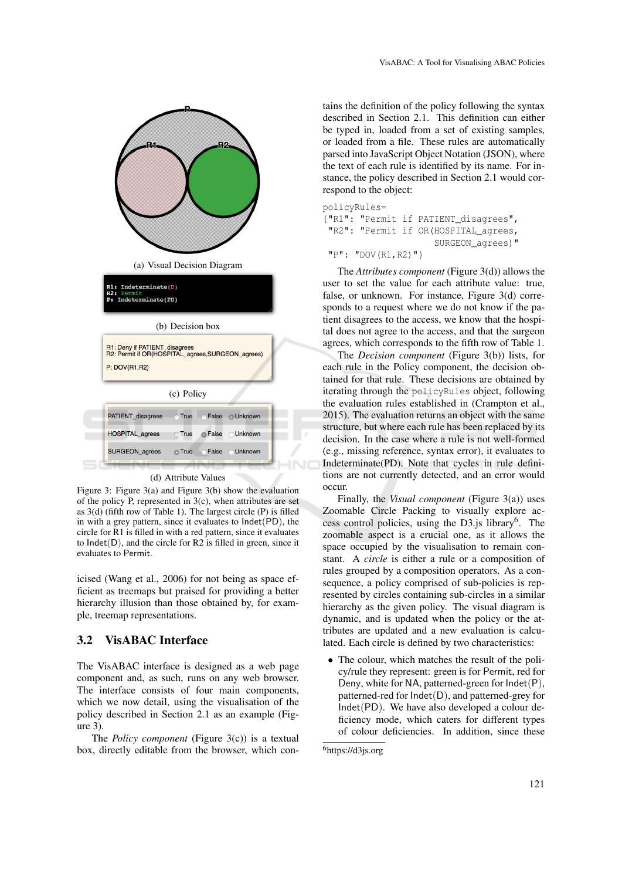P

R1

R2

(a) Visual Decision Diagram

```
R1: Indeterminate(D)
R2: Permit
P: Indeterminate(PD)
```

(b) Decision box

R1: Deny if PATIENT_disagrees
R2: Permit if OR(HOSPITAL_agrees,SURGEON_agrees)

P: DOV(R1,R2)

(c) Policy

PATIENT_disagrees True False Unknown
HOSPITAL_agrees True False Unknown
SURGEON_agrees True False Unknown

(d) Attribute Values

Figure 3: Figure 3(a) and Figure 3(b) show the evaluation of the policy P, represented in 3(c), when attributes are set as 3(d) (fifth row of Table 1). The largest circle (P) is filled in with a grey pattern, since it evaluates to Indet(PD), the circle for R1 is filled in with a red pattern, since it evaluates to Indet(D), and the circle for R2 is filled in green, since it evaluates to Permit.

icised (Wang et al., 2006) for not being as space efficient as treemaps but praised for providing a better hierarchy illusion than those obtained by, for example, treemap representations.

## 3.2 VisABAC Interface

The VisABAC interface is designed as a web page component and, as such, runs on any web browser. The interface consists of four main components, which we now detail, using the visualisation of the policy described in Section 2.1 as an example (Figure 3).

The *Policy component* (Figure 3(c)) is a textual box, directly editable from the browser, which contains the definition of the policy following the syntax described in Section 2.1. This definition can either be typed in, loaded from a set of existing samples, or loaded from a file. These rules are automatically parsed into JavaScript Object Notation (JSON), where the text of each rule is identified by its name. For instance, the policy described in Section 2.1 would correspond to the object:

```
policyRules=
{"R1": "Permit if PATIENT_disagrees",
 "R2": "Permit if OR(HOSPITAL_agrees,
                     SURGEON_agrees)"
 "P": "DOV(R1,R2)"}
```

The *Attributes component* (Figure 3(d)) allows the user to set the value for each attribute value: true, false, or unknown. For instance, Figure 3(d) corresponds to a request where we do not know if the patient disagrees to the access, we know that the hospital does not agree to the access, and that the surgeon agrees, which corresponds to the fifth row of Table 1.

The *Decision component* (Figure 3(b)) lists, for each rule in the Policy component, the decision obtained for that rule. These decisions are obtained by iterating through the `policyRules` object, following the evaluation rules established in (Crampton et al., 2015). The evaluation returns an object with the same structure, but where each rule has been replaced by its decision. In the case where a rule is not well-formed (e.g., missing reference, syntax error), it evaluates to Indeterminate(PD). Note that cycles in rule definitions are not currently detected, and an error would occur.

Finally, the *Visual component* (Figure 3(a)) uses Zoomable Circle Packing to visually explore access control policies, using the D3.js library[6]. The zoomable aspect is a crucial one, as it allows the space occupied by the visualisation to remain constant. A *circle* is either a rule or a composition of rules grouped by a composition operators. As a consequence, a policy comprised of sub-policies is represented by circles containing sub-circles in a similar hierarchy as the given policy. The visual diagram is dynamic, and is updated when the policy or the attributes are updated and a new evaluation is calculated. Each circle is defined by two characteristics:

- The colour, which matches the result of the policy/rule they represent: green is for Permit, red for Deny, white for NA, patterned-green for Indet(P), patterned-red for Indet(D), and patterned-grey for Indet(PD). We have also developed a colour deficiency mode, which caters for different types of colour deficiencies. In addition, since these

[6] https://d3js.org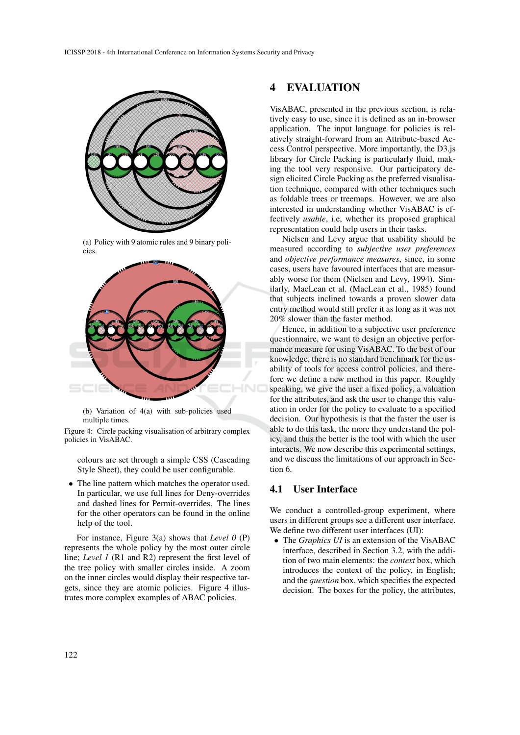(a) Policy with 9 atomic rules and 9 binary policies.

(b) Variation of 4(a) with sub-policies used multiple times.

Figure 4: Circle packing visualisation of arbitrary complex policies in VisABAC.

colours are set through a simple CSS (Cascading Style Sheet), they could be user configurable.

- The line pattern which matches the operator used. In particular, we use full lines for Deny-overrides and dashed lines for Permit-overrides. The lines for the other operators can be found in the online help of the tool.

For instance, Figure 3(a) shows that *Level 0* (P) represents the whole policy by the most outer circle line; *Level 1* (R1 and R2) represent the first level of the tree policy with smaller circles inside. A zoom on the inner circles would display their respective targets, since they are atomic policies. Figure 4 illustrates more complex examples of ABAC policies.

# 4 EVALUATION

VisABAC, presented in the previous section, is relatively easy to use, since it is defined as an in-browser application. The input language for policies is relatively straight-forward from an Attribute-based Access Control perspective. More importantly, the D3.js library for Circle Packing is particularly fluid, making the tool very responsive. Our participatory design elicited Circle Packing as the preferred visualisation technique, compared with other techniques such as foldable trees or treemaps. However, we are also interested in understanding whether VisABAC is effectively *usable*, i.e, whether its proposed graphical representation could help users in their tasks.

Nielsen and Levy argue that usability should be measured according to *subjective user preferences* and *objective performance measures*, since, in some cases, users have favoured interfaces that are measurably worse for them (Nielsen and Levy, 1994). Similarly, MacLean et al. (MacLean et al., 1985) found that subjects inclined towards a proven slower data entry method would still prefer it as long as it was not 20% slower than the faster method.

Hence, in addition to a subjective user preference questionnaire, we want to design an objective performance measure for using VisABAC. To the best of our knowledge, there is no standard benchmark for the usability of tools for access control policies, and therefore we define a new method in this paper. Roughly speaking, we give the user a fixed policy, a valuation for the attributes, and ask the user to change this valuation in order for the policy to evaluate to a specified decision. Our hypothesis is that the faster the user is able to do this task, the more they understand the policy, and thus the better is the tool with which the user interacts. We now describe this experimental settings, and we discuss the limitations of our approach in Section 6.

## 4.1 User Interface

We conduct a controlled-group experiment, where users in different groups see a different user interface. We define two different user interfaces (UI):

- The *Graphics UI* is an extension of the VisABAC interface, described in Section 3.2, with the addition of two main elements: the *context* box, which introduces the context of the policy, in English; and the *question* box, which specifies the expected decision. The boxes for the policy, the attributes,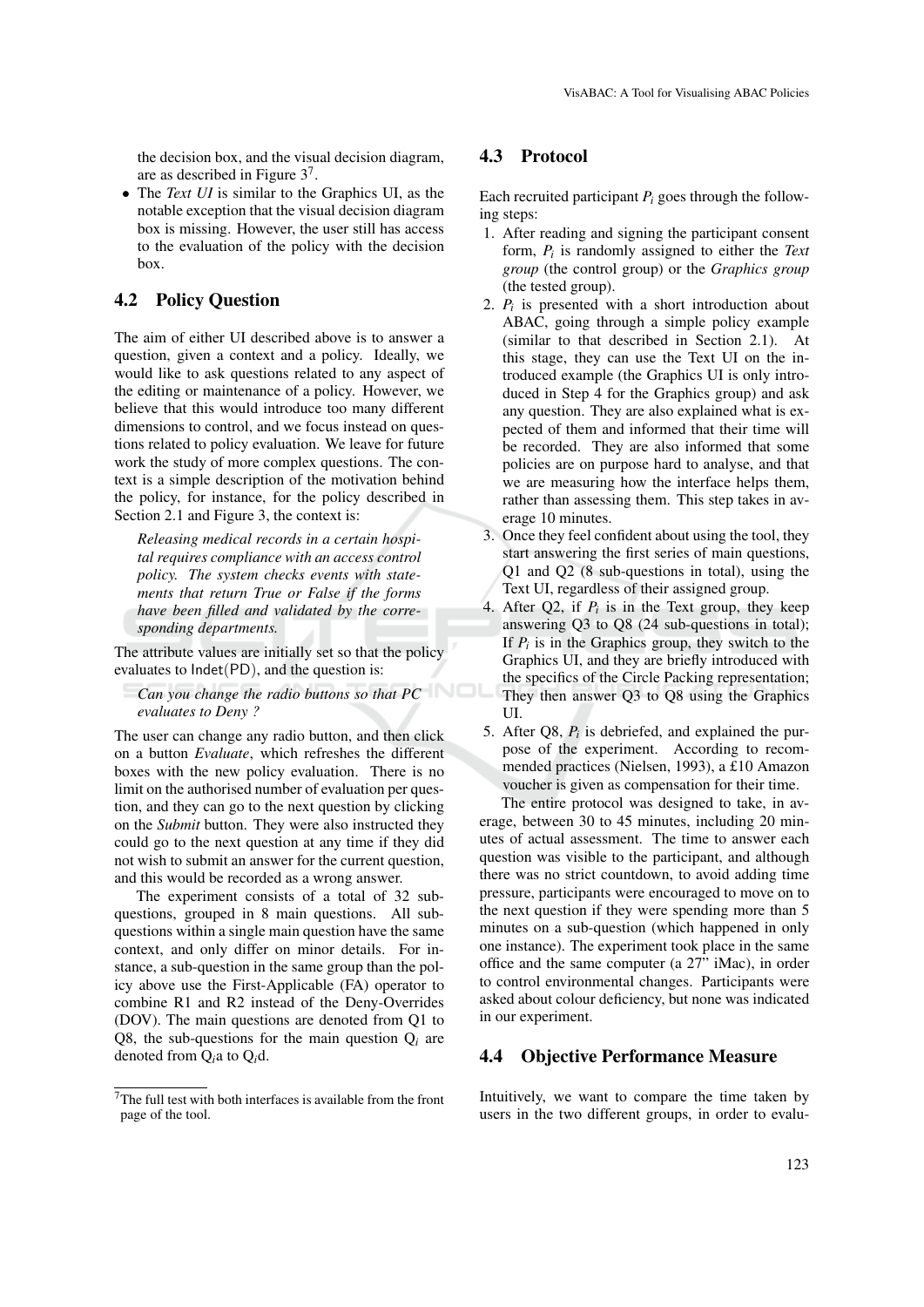the decision box, and the visual decision diagram, are as described in Figure 3[7].

- The *Text UI* is similar to the Graphics UI, as the notable exception that the visual decision diagram box is missing. However, the user still has access to the evaluation of the policy with the decision box.

## 4.2 Policy Question

The aim of either UI described above is to answer a question, given a context and a policy. Ideally, we would like to ask questions related to any aspect of the editing or maintenance of a policy. However, we believe that this would introduce too many different dimensions to control, and we focus instead on questions related to policy evaluation. We leave for future work the study of more complex questions. The context is a simple description of the motivation behind the policy, for instance, for the policy described in Section 2.1 and Figure 3, the context is:

> *Releasing medical records in a certain hospital requires compliance with an access control policy. The system checks events with statements that return True or False if the forms have been filled and validated by the corresponding departments.*

The attribute values are initially set so that the policy evaluates to Indet(PD), and the question is:

> *Can you change the radio buttons so that PC evaluates to Deny ?*

The user can change any radio button, and then click on a button *Evaluate*, which refreshes the different boxes with the new policy evaluation. There is no limit on the authorised number of evaluation per question, and they can go to the next question by clicking on the *Submit* button. They were also instructed they could go to the next question at any time if they did not wish to submit an answer for the current question, and this would be recorded as a wrong answer.

The experiment consists of a total of 32 sub-questions, grouped in 8 main questions. All sub-questions within a single main question have the same context, and only differ on minor details. For instance, a sub-question in the same group than the policy above use the First-Applicable (FA) operator to combine R1 and R2 instead of the Deny-Overrides (DOV). The main questions are denoted from Q1 to Q8, the sub-questions for the main question $Q_i$ are denoted from $Q_i$a to $Q_i$d.

[7] The full test with both interfaces is available from the front page of the tool.

## 4.3 Protocol

Each recruited participant $P_i$ goes through the following steps:

1. After reading and signing the participant consent form, $P_i$ is randomly assigned to either the *Text group* (the control group) or the *Graphics group* (the tested group).
2. $P_i$ is presented with a short introduction about ABAC, going through a simple policy example (similar to that described in Section 2.1). At this stage, they can use the Text UI on the introduced example (the Graphics UI is only introduced in Step 4 for the Graphics group) and ask any question. They are also explained what is expected of them and informed that their time will be recorded. They are also informed that some policies are on purpose hard to analyse, and that we are measuring how the interface helps them, rather than assessing them. This step takes in average 10 minutes.
3. Once they feel confident about using the tool, they start answering the first series of main questions, Q1 and Q2 (8 sub-questions in total), using the Text UI, regardless of their assigned group.
4. After Q2, if $P_i$ is in the Text group, they keep answering Q3 to Q8 (24 sub-questions in total); If $P_i$ is in the Graphics group, they switch to the Graphics UI, and they are briefly introduced with the specifics of the Circle Packing representation; They then answer Q3 to Q8 using the Graphics UI.
5. After Q8, $P_i$ is debriefed, and explained the purpose of the experiment. According to recommended practices (Nielsen, 1993), a £10 Amazon voucher is given as compensation for their time.

The entire protocol was designed to take, in average, between 30 to 45 minutes, including 20 minutes of actual assessment. The time to answer each question was visible to the participant, and although there was no strict countdown, to avoid adding time pressure, participants were encouraged to move on to the next question if they were spending more than 5 minutes on a sub-question (which happened in only one instance). The experiment took place in the same office and the same computer (a 27" iMac), in order to control environmental changes. Participants were asked about colour deficiency, but none was indicated in our experiment.

## 4.4 Objective Performance Measure

Intuitively, we want to compare the time taken by users in the two different groups, in order to evalu-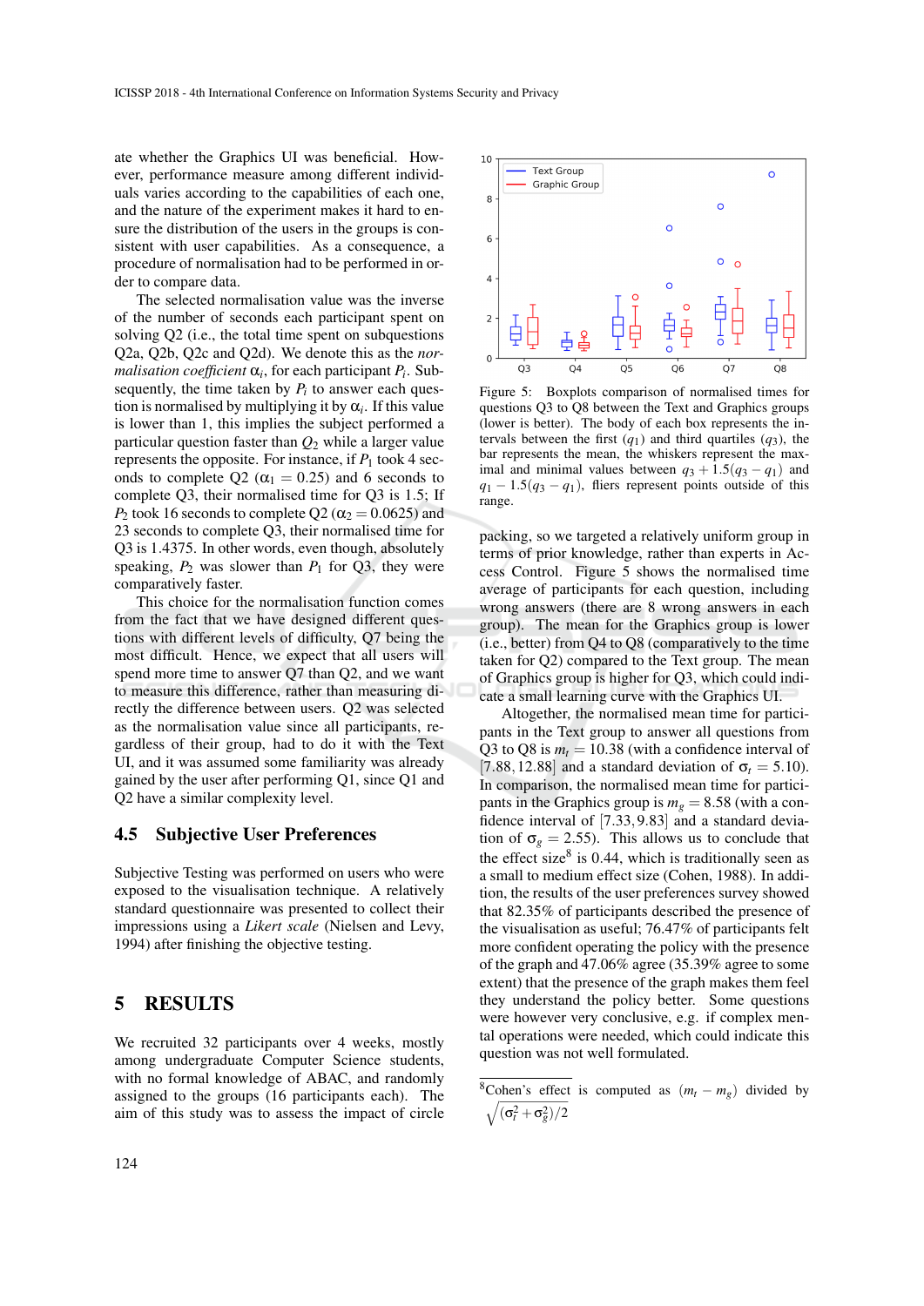ate whether the Graphics UI was beneficial. However, performance measure among different individuals varies according to the capabilities of each one, and the nature of the experiment makes it hard to ensure the distribution of the users in the groups is consistent with user capabilities. As a consequence, a procedure of normalisation had to be performed in order to compare data.

The selected normalisation value was the inverse of the number of seconds each participant spent on solving Q2 (i.e., the total time spent on subquestions Q2a, Q2b, Q2c and Q2d). We denote this as the *normalisation coefficient* $\alpha_i$, for each participant $P_i$. Subsequently, the time taken by $P_i$ to answer each question is normalised by multiplying it by $\alpha_i$. If this value is lower than 1, this implies the subject performed a particular question faster than $Q_2$ while a larger value represents the opposite. For instance, if $P_1$ took 4 seconds to complete Q2 ($\alpha_1 = 0.25$) and 6 seconds to complete Q3, their normalised time for Q3 is 1.5; If $P_2$ took 16 seconds to complete Q2 ($\alpha_2 = 0.0625$) and 23 seconds to complete Q3, their normalised time for Q3 is 1.4375. In other words, even though, absolutely speaking, $P_2$ was slower than $P_1$ for Q3, they were comparatively faster.

This choice for the normalisation function comes from the fact that we have designed different questions with different levels of difficulty, Q7 being the most difficult. Hence, we expect that all users will spend more time to answer Q7 than Q2, and we want to measure this difference, rather than measuring directly the difference between users. Q2 was selected as the normalisation value since all participants, regardless of their group, had to do it with the Text UI, and it was assumed some familiarity was already gained by the user after performing Q1, since Q1 and Q2 have a similar complexity level.

### 4.5 Subjective User Preferences

Subjective Testing was performed on users who were exposed to the visualisation technique. A relatively standard questionnaire was presented to collect their impressions using a *Likert scale* (Nielsen and Levy, 1994) after finishing the objective testing.

## 5 RESULTS

We recruited 32 participants over 4 weeks, mostly among undergraduate Computer Science students, with no formal knowledge of ABAC, and randomly assigned to the groups (16 participants each). The aim of this study was to assess the impact of circle packing, so we targeted a relatively uniform group in terms of prior knowledge, rather than experts in Access Control. Figure 5 shows the normalised time average of participants for each question, including wrong answers (there are 8 wrong answers in each group). The mean for the Graphics group is lower (i.e., better) from Q4 to Q8 (comparatively to the time taken for Q2) compared to the Text group. The mean of Graphics group is higher for Q3, which could indicate a small learning curve with the Graphics UI.

Figure 5: Boxplots comparison of normalised times for questions Q3 to Q8 between the Text and Graphics groups (lower is better). The body of each box represents the intervals between the first ($q_1$) and third quartiles ($q_3$), the bar represents the mean, the whiskers represent the maximal and minimal values between $q_3 + 1.5(q_3 - q_1)$ and $q_1 - 1.5(q_3 - q_1)$, fliers represent points outside of this range.

Altogether, the normalised mean time for participants in the Text group to answer all questions from Q3 to Q8 is $m_t = 10.38$ (with a confidence interval of $[7.88, 12.88]$ and a standard deviation of $\sigma_t = 5.10$). In comparison, the normalised mean time for participants in the Graphics group is $m_g = 8.58$ (with a confidence interval of $[7.33, 9.83]$ and a standard deviation of $\sigma_g = 2.55$). This allows us to conclude that the effect size[8] is 0.44, which is traditionally seen as a small to medium effect size (Cohen, 1988). In addition, the results of the user preferences survey showed that 82.35% of participants described the presence of the visualisation as useful; 76.47% of participants felt more confident operating the policy with the presence of the graph and 47.06% agree (35.39% agree to some extent) that the presence of the graph makes them feel they understand the policy better. Some questions were however very conclusive, e.g. if complex mental operations were needed, which could indicate this question was not well formulated.

[8] Cohen's effect is computed as $(m_t - m_g)$ divided by $\sqrt{(\sigma_t^2 + \sigma_g^2)/2}$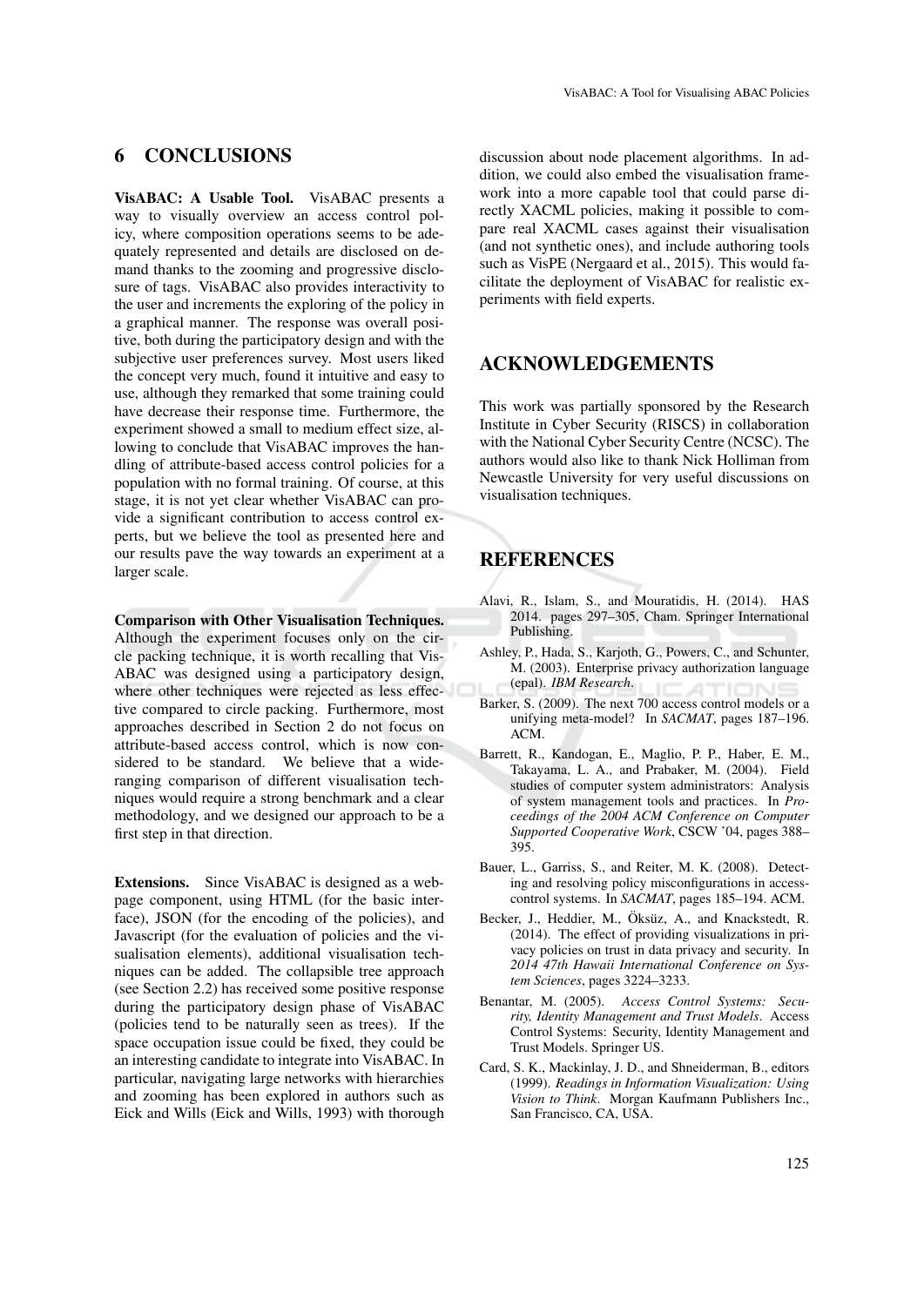## 6 CONCLUSIONS

**VisABAC: A Usable Tool.** VisABAC presents a way to visually overview an access control policy, where composition operations seems to be adequately represented and details are disclosed on demand thanks to the zooming and progressive disclosure of tags. VisABAC also provides interactivity to the user and increments the exploring of the policy in a graphical manner. The response was overall positive, both during the participatory design and with the subjective user preferences survey. Most users liked the concept very much, found it intuitive and easy to use, although they remarked that some training could have decrease their response time. Furthermore, the experiment showed a small to medium effect size, allowing to conclude that VisABAC improves the handling of attribute-based access control policies for a population with no formal training. Of course, at this stage, it is not yet clear whether VisABAC can provide a significant contribution to access control experts, but we believe the tool as presented here and our results pave the way towards an experiment at a larger scale.

**Comparison with Other Visualisation Techniques.** Although the experiment focuses only on the circle packing technique, it is worth recalling that VisABAC was designed using a participatory design, where other techniques were rejected as less effective compared to circle packing. Furthermore, most approaches described in Section 2 do not focus on attribute-based access control, which is now considered to be standard. We believe that a wide-ranging comparison of different visualisation techniques would require a strong benchmark and a clear methodology, and we designed our approach to be a first step in that direction.

**Extensions.** Since VisABAC is designed as a webpage component, using HTML (for the basic interface), JSON (for the encoding of the policies), and Javascript (for the evaluation of policies and the visualisation elements), additional visualisation techniques can be added. The collapsible tree approach (see Section 2.2) has received some positive response during the participatory design phase of VisABAC (policies tend to be naturally seen as trees). If the space occupation issue could be fixed, they could be an interesting candidate to integrate into VisABAC. In particular, navigating large networks with hierarchies and zooming has been explored in authors such as Eick and Wills (Eick and Wills, 1993) with thorough discussion about node placement algorithms. In addition, we could also embed the visualisation framework into a more capable tool that could parse directly XACML policies, making it possible to compare real XACML cases against their visualisation (and not synthetic ones), and include authoring tools such as VisPE (Nergaard et al., 2015). This would facilitate the deployment of VisABAC for realistic experiments with field experts.

## ACKNOWLEDGEMENTS

This work was partially sponsored by the Research Institute in Cyber Security (RISCS) in collaboration with the National Cyber Security Centre (NCSC). The authors would also like to thank Nick Holliman from Newcastle University for very useful discussions on visualisation techniques.

## REFERENCES

Alavi, R., Islam, S., and Mouratidis, H. (2014). HAS 2014. pages 297–305, Cham. Springer International Publishing.

Ashley, P., Hada, S., Karjoth, G., Powers, C., and Schunter, M. (2003). Enterprise privacy authorization language (epal). *IBM Research*.

Barker, S. (2009). The next 700 access control models or a unifying meta-model? In *SACMAT*, pages 187–196. ACM.

Barrett, R., Kandogan, E., Maglio, P. P., Haber, E. M., Takayama, L. A., and Prabaker, M. (2004). Field studies of computer system administrators: Analysis of system management tools and practices. In *Proceedings of the 2004 ACM Conference on Computer Supported Cooperative Work*, CSCW '04, pages 388–395.

Bauer, L., Garriss, S., and Reiter, M. K. (2008). Detecting and resolving policy misconfigurations in access-control systems. In *SACMAT*, pages 185–194. ACM.

Becker, J., Heddier, M., Öksüz, A., and Knackstedt, R. (2014). The effect of providing visualizations in privacy policies on trust in data privacy and security. In *2014 47th Hawaii International Conference on System Sciences*, pages 3224–3233.

Benantar, M. (2005). *Access Control Systems: Security, Identity Management and Trust Models*. Access Control Systems: Security, Identity Management and Trust Models. Springer US.

Card, S. K., Mackinlay, J. D., and Shneiderman, B., editors (1999). *Readings in Information Visualization: Using Vision to Think*. Morgan Kaufmann Publishers Inc., San Francisco, CA, USA.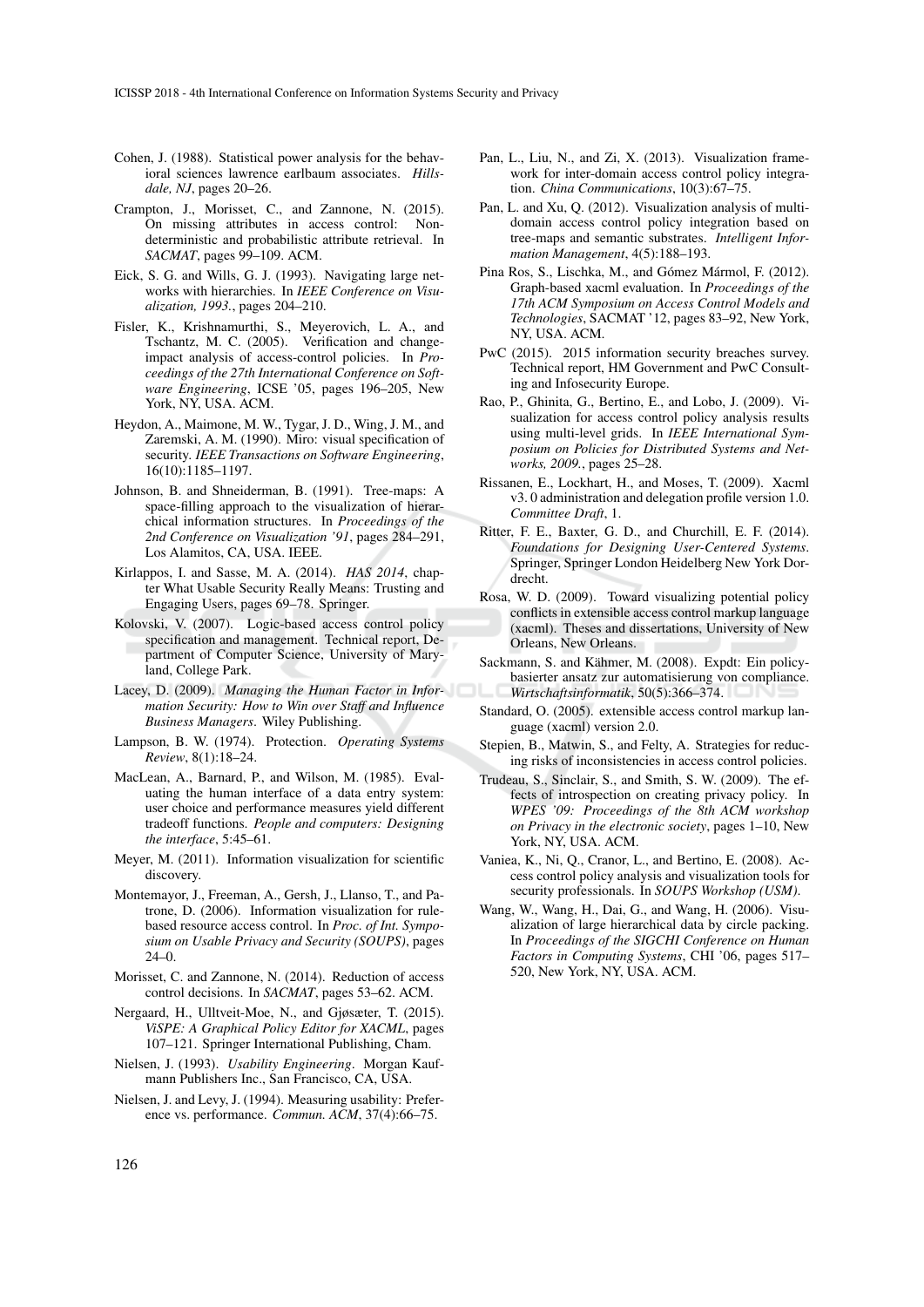Cohen, J. (1988). Statistical power analysis for the behavioral sciences lawrence earlbaum associates. *Hillsdale, NJ*, pages 20–26.

Crampton, J., Morisset, C., and Zannone, N. (2015). On missing attributes in access control: Non-deterministic and probabilistic attribute retrieval. In *SACMAT*, pages 99–109. ACM.

Eick, S. G. and Wills, G. J. (1993). Navigating large networks with hierarchies. In *IEEE Conference on Visualization, 1993.*, pages 204–210.

Fisler, K., Krishnamurthi, S., Meyerovich, L. A., and Tschantz, M. C. (2005). Verification and change-impact analysis of access-control policies. In *Proceedings of the 27th International Conference on Software Engineering*, ICSE '05, pages 196–205, New York, NY, USA. ACM.

Heydon, A., Maimone, M. W., Tygar, J. D., Wing, J. M., and Zaremski, A. M. (1990). Miro: visual specification of security. *IEEE Transactions on Software Engineering*, 16(10):1185–1197.

Johnson, B. and Shneiderman, B. (1991). Tree-maps: A space-filling approach to the visualization of hierarchical information structures. In *Proceedings of the 2nd Conference on Visualization '91*, pages 284–291, Los Alamitos, CA, USA. IEEE.

Kirlappos, I. and Sasse, M. A. (2014). *HAS 2014*, chapter What Usable Security Really Means: Trusting and Engaging Users, pages 69–78. Springer.

Kolovski, V. (2007). Logic-based access control policy specification and management. Technical report, Department of Computer Science, University of Maryland, College Park.

Lacey, D. (2009). *Managing the Human Factor in Information Security: How to Win over Staff and Influence Business Managers*. Wiley Publishing.

Lampson, B. W. (1974). Protection. *Operating Systems Review*, 8(1):18–24.

MacLean, A., Barnard, P., and Wilson, M. (1985). Evaluating the human interface of a data entry system: user choice and performance measures yield different tradeoff functions. *People and computers: Designing the interface*, 5:45–61.

Meyer, M. (2011). Information visualization for scientific discovery.

Montemayor, J., Freeman, A., Gersh, J., Llanso, T., and Patrone, D. (2006). Information visualization for rule-based resource access control. In *Proc. of Int. Symposium on Usable Privacy and Security (SOUPS)*, pages 24–0.

Morisset, C. and Zannone, N. (2014). Reduction of access control decisions. In *SACMAT*, pages 53–62. ACM.

Nergaard, H., Ulltveit-Moe, N., and Gjøsæter, T. (2015). *ViSPE: A Graphical Policy Editor for XACML*, pages 107–121. Springer International Publishing, Cham.

Nielsen, J. (1993). *Usability Engineering*. Morgan Kaufmann Publishers Inc., San Francisco, CA, USA.

Nielsen, J. and Levy, J. (1994). Measuring usability: Preference vs. performance. *Commun. ACM*, 37(4):66–75.

Pan, L., Liu, N., and Zi, X. (2013). Visualization framework for inter-domain access control policy integration. *China Communications*, 10(3):67–75.

Pan, L. and Xu, Q. (2012). Visualization analysis of multi-domain access control policy integration based on tree-maps and semantic substrates. *Intelligent Information Management*, 4(5):188–193.

Pina Ros, S., Lischka, M., and Gómez Mármol, F. (2012). Graph-based xacml evaluation. In *Proceedings of the 17th ACM Symposium on Access Control Models and Technologies*, SACMAT '12, pages 83–92, New York, NY, USA. ACM.

PwC (2015). 2015 information security breaches survey. Technical report, HM Government and PwC Consulting and Infosecurity Europe.

Rao, P., Ghinita, G., Bertino, E., and Lobo, J. (2009). Visualization for access control policy analysis results using multi-level grids. In *IEEE International Symposium on Policies for Distributed Systems and Networks, 2009.*, pages 25–28.

Rissanen, E., Lockhart, H., and Moses, T. (2009). Xacml v3. 0 administration and delegation profile version 1.0. *Committee Draft*, 1.

Ritter, F. E., Baxter, G. D., and Churchill, E. F. (2014). *Foundations for Designing User-Centered Systems*. Springer, Springer London Heidelberg New York Dordrecht.

Rosa, W. D. (2009). Toward visualizing potential policy conflicts in extensible access control markup language (xacml). Theses and dissertations, University of New Orleans, New Orleans.

Sackmann, S. and Kähmer, M. (2008). Expdt: Ein policy-basierter ansatz zur automatisierung von compliance. *Wirtschaftsinformatik*, 50(5):366–374.

Standard, O. (2005). extensible access control markup language (xacml) version 2.0.

Stepien, B., Matwin, S., and Felty, A. Strategies for reducing risks of inconsistencies in access control policies.

Trudeau, S., Sinclair, S., and Smith, S. W. (2009). The effects of introspection on creating privacy policy. In *WPES '09: Proceedings of the 8th ACM workshop on Privacy in the electronic society*, pages 1–10, New York, NY, USA. ACM.

Vaniea, K., Ni, Q., Cranor, L., and Bertino, E. (2008). Access control policy analysis and visualization tools for security professionals. In *SOUPS Workshop (USM)*.

Wang, W., Wang, H., Dai, G., and Wang, H. (2006). Visualization of large hierarchical data by circle packing. In *Proceedings of the SIGCHI Conference on Human Factors in Computing Systems*, CHI '06, pages 517–520, New York, NY, USA. ACM.